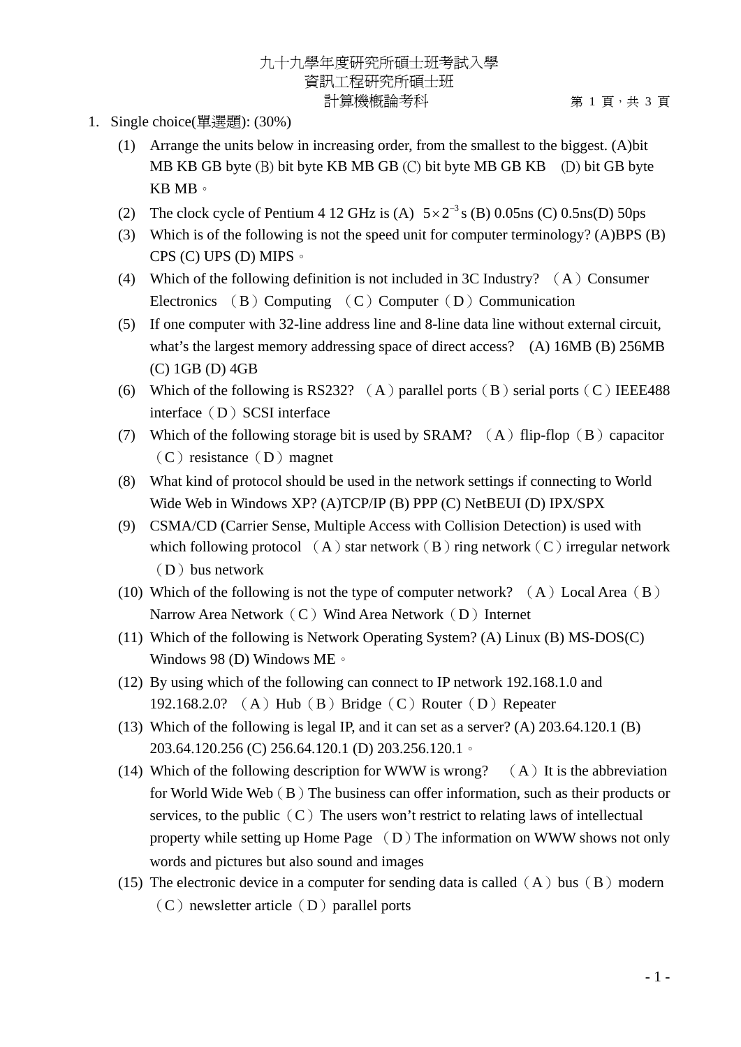九十九學年度研究所碩士班考試入學
資訊工程研究所碩士班
計算機概論考科

1. Single choice(單選題): (30%)

   (1) Arrange the units below in increasing order, from the smallest to the biggest. (A)bit MB KB GB byte (B) bit byte KB MB GB (C) bit byte MB GB KB (D) bit GB byte KB MB。

   (2) The clock cycle of Pentium 4 12 GHz is (A) $5 \times 2^{-3}$ s (B) 0.05ns (C) 0.5ns(D) 50ps

   (3) Which is of the following is not the speed unit for computer terminology? (A)BPS (B) CPS (C) UPS (D) MIPS。

   (4) Which of the following definition is not included in 3C Industry? （A）Consumer Electronics （B）Computing （C）Computer（D）Communication

   (5) If one computer with 32-line address line and 8-line data line without external circuit, what's the largest memory addressing space of direct access? (A) 16MB (B) 256MB (C) 1GB (D) 4GB

   (6) Which of the following is RS232? （A）parallel ports（B）serial ports（C）IEEE488 interface（D）SCSI interface

   (7) Which of the following storage bit is used by SRAM? （A）flip-flop（B）capacitor（C）resistance（D）magnet

   (8) What kind of protocol should be used in the network settings if connecting to World Wide Web in Windows XP? (A)TCP/IP (B) PPP (C) NetBEUI (D) IPX/SPX

   (9) CSMA/CD (Carrier Sense, Multiple Access with Collision Detection) is used with which following protocol （A）star network（B）ring network（C）irregular network（D）bus network

   (10) Which of the following is not the type of computer network? （A）Local Area（B）Narrow Area Network（C）Wind Area Network（D）Internet

   (11) Which of the following is Network Operating System? (A) Linux (B) MS-DOS(C) Windows 98 (D) Windows ME。

   (12) By using which of the following can connect to IP network 192.168.1.0 and 192.168.2.0? （A）Hub（B）Bridge（C）Router（D）Repeater

   (13) Which of the following is legal IP, and it can set as a server? (A) 203.64.120.1 (B) 203.64.120.256 (C) 256.64.120.1 (D) 203.256.120.1。

   (14) Which of the following description for WWW is wrong? （A）It is the abbreviation for World Wide Web（B）The business can offer information, such as their products or services, to the public（C）The users won't restrict to relating laws of intellectual property while setting up Home Page （D）The information on WWW shows not only words and pictures but also sound and images

   (15) The electronic device in a computer for sending data is called（A）bus（B）modern（C）newsletter article（D）parallel ports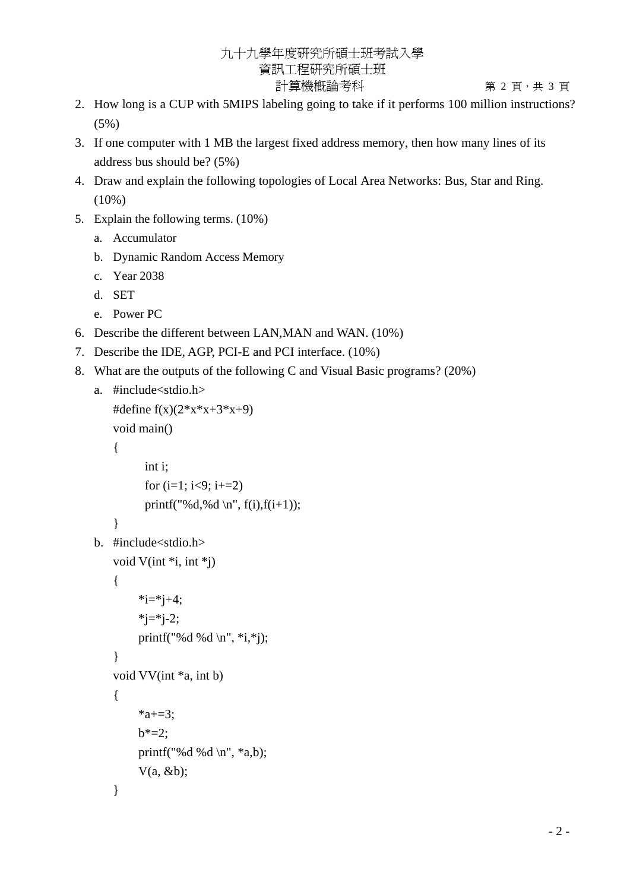2. How long is a CUP with 5MIPS labeling going to take if it performs 100 million instructions? (5%)
3. If one computer with 1 MB the largest fixed address memory, then how many lines of its address bus should be? (5%)
4. Draw and explain the following topologies of Local Area Networks: Bus, Star and Ring. (10%)
5. Explain the following terms. (10%)
   a. Accumulator
   b. Dynamic Random Access Memory
   c. Year 2038
   d. SET
   e. Power PC
6. Describe the different between LAN,MAN and WAN. (10%)
7. Describe the IDE, AGP, PCI-E and PCI interface. (10%)
8. What are the outputs of the following C and Visual Basic programs? (20%)
   a.
   ```
   #include<stdio.h>
   #define f(x)(2*x*x+3*x+9)
   void main()
   {
        int i;
        for (i=1; i<9; i+=2)
        printf("%d,%d \n", f(i),f(i+1));
   }
   ```
   b.
   ```
   #include<stdio.h>
   void V(int *i, int *j)
   {
       *i=*j+4;
       *j=*j-2;
       printf("%d %d \n", *i,*j);
   }
   void VV(int *a, int b)
   {
       *a+=3;
       b*=2;
       printf("%d %d \n", *a,b);
       V(a, &b);
   }
   ```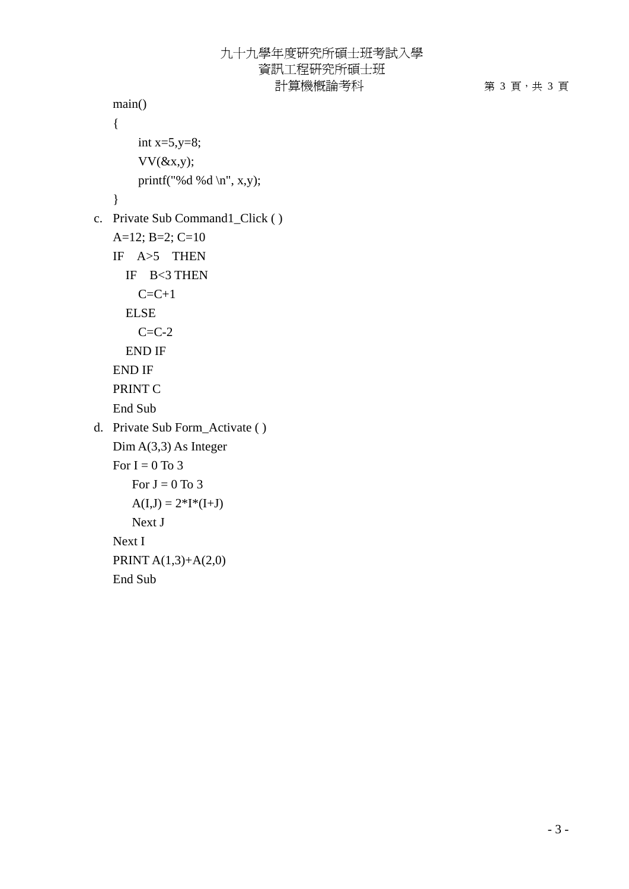```
main()
{
      int x=5,y=8;
      VV(&x,y);
      printf("%d %d \n", x,y);
}
```

c. Private Sub Command1_Click ( )

```
A=12; B=2; C=10
IF    A>5    THEN
   IF    B<3 THEN
      C=C+1
   ELSE
      C=C-2
   END IF
END IF
PRINT C
End Sub
```

d. Private Sub Form_Activate ( )

```
Dim A(3,3) As Integer
For I = 0 To 3
    For J = 0 To 3
    A(I,J) = 2*I*(I+J)
    Next J
Next I
PRINT A(1,3)+A(2,0)
End Sub
```